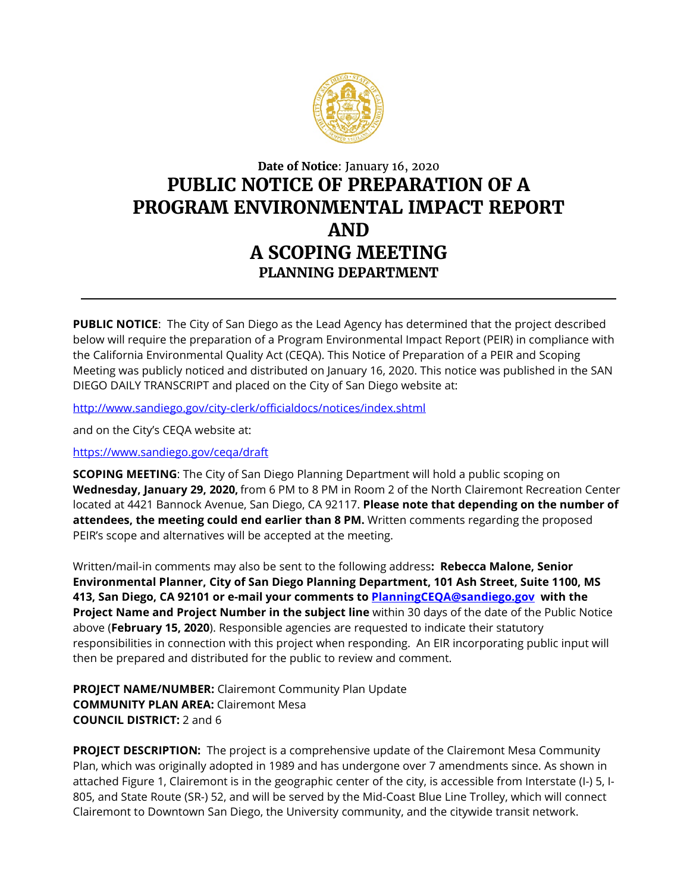**Date of Notice**: January 16, 2020

# PUBLIC NOTICE OF PREPARATION OF A PROGRAM ENVIRONMENTAL IMPACT REPORT AND A SCOPING MEETING

## PLANNING DEPARTMENT

---

**PUBLIC NOTICE**: The City of San Diego as the Lead Agency has determined that the project described below will require the preparation of a Program Environmental Impact Report (PEIR) in compliance with the California Environmental Quality Act (CEQA). This Notice of Preparation of a PEIR and Scoping Meeting was publicly noticed and distributed on January 16, 2020. This notice was published in the SAN DIEGO DAILY TRANSCRIPT and placed on the City of San Diego website at:

http://www.sandiego.gov/city-clerk/officialdocs/notices/index.shtml

and on the City's CEQA website at:

https://www.sandiego.gov/ceqa/draft

**SCOPING MEETING**: The City of San Diego Planning Department will hold a public scoping on **Wednesday, January 29, 2020,** from 6 PM to 8 PM in Room 2 of the North Clairemont Recreation Center located at 4421 Bannock Avenue, San Diego, CA 92117. **Please note that depending on the number of attendees, the meeting could end earlier than 8 PM.** Written comments regarding the proposed PEIR's scope and alternatives will be accepted at the meeting.

Written/mail-in comments may also be sent to the following address**: Rebecca Malone, Senior Environmental Planner, City of San Diego Planning Department, 101 Ash Street, Suite 1100, MS 413, San Diego, CA 92101 or e-mail your comments to PlanningCEQA@sandiego.gov with the Project Name and Project Number in the subject line** within 30 days of the date of the Public Notice above (**February 15, 2020**). Responsible agencies are requested to indicate their statutory responsibilities in connection with this project when responding. An EIR incorporating public input will then be prepared and distributed for the public to review and comment.

**PROJECT NAME/NUMBER:** Clairemont Community Plan Update
**COMMUNITY PLAN AREA:** Clairemont Mesa
**COUNCIL DISTRICT:** 2 and 6

**PROJECT DESCRIPTION:** The project is a comprehensive update of the Clairemont Mesa Community Plan, which was originally adopted in 1989 and has undergone over 7 amendments since. As shown in attached Figure 1, Clairemont is in the geographic center of the city, is accessible from Interstate (I-) 5, I-805, and State Route (SR-) 52, and will be served by the Mid-Coast Blue Line Trolley, which will connect Clairemont to Downtown San Diego, the University community, and the citywide transit network.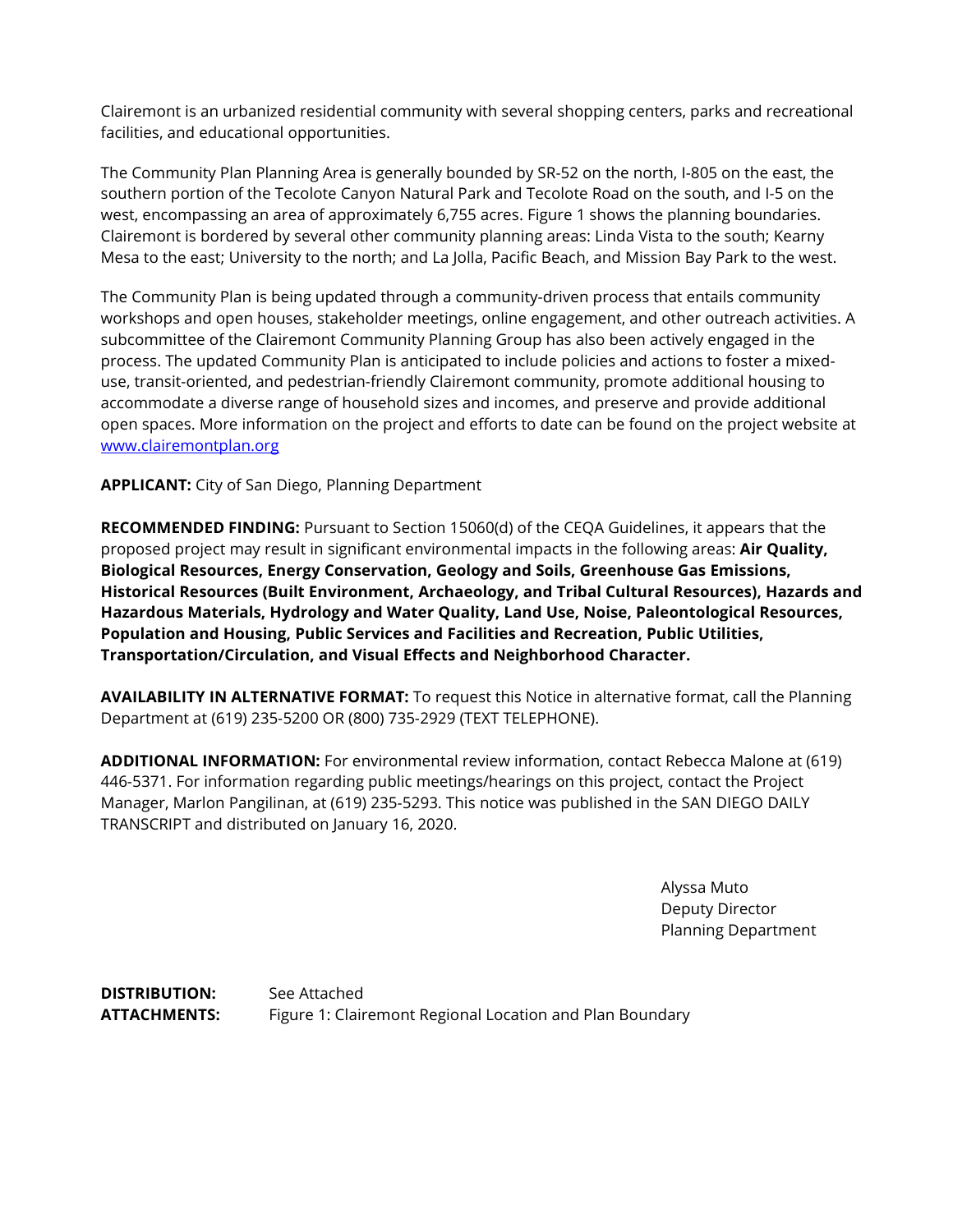Clairemont is an urbanized residential community with several shopping centers, parks and recreational facilities, and educational opportunities.

The Community Plan Planning Area is generally bounded by SR-52 on the north, I-805 on the east, the southern portion of the Tecolote Canyon Natural Park and Tecolote Road on the south, and I-5 on the west, encompassing an area of approximately 6,755 acres. Figure 1 shows the planning boundaries. Clairemont is bordered by several other community planning areas: Linda Vista to the south; Kearny Mesa to the east; University to the north; and La Jolla, Pacific Beach, and Mission Bay Park to the west.

The Community Plan is being updated through a community-driven process that entails community workshops and open houses, stakeholder meetings, online engagement, and other outreach activities. A subcommittee of the Clairemont Community Planning Group has also been actively engaged in the process. The updated Community Plan is anticipated to include policies and actions to foster a mixed-use, transit-oriented, and pedestrian-friendly Clairemont community, promote additional housing to accommodate a diverse range of household sizes and incomes, and preserve and provide additional open spaces. More information on the project and efforts to date can be found on the project website at [www.clairemontplan.org](http://www.clairemontplan.org)

**APPLICANT:** City of San Diego, Planning Department

**RECOMMENDED FINDING:** Pursuant to Section 15060(d) of the CEQA Guidelines, it appears that the proposed project may result in significant environmental impacts in the following areas: **Air Quality, Biological Resources, Energy Conservation, Geology and Soils, Greenhouse Gas Emissions, Historical Resources (Built Environment, Archaeology, and Tribal Cultural Resources), Hazards and Hazardous Materials, Hydrology and Water Quality, Land Use, Noise, Paleontological Resources, Population and Housing, Public Services and Facilities and Recreation, Public Utilities, Transportation/Circulation, and Visual Effects and Neighborhood Character.**

**AVAILABILITY IN ALTERNATIVE FORMAT:** To request this Notice in alternative format, call the Planning Department at (619) 235-5200 OR (800) 735-2929 (TEXT TELEPHONE).

**ADDITIONAL INFORMATION:** For environmental review information, contact Rebecca Malone at (619) 446-5371. For information regarding public meetings/hearings on this project, contact the Project Manager, Marlon Pangilinan, at (619) 235-5293. This notice was published in the SAN DIEGO DAILY TRANSCRIPT and distributed on January 16, 2020.

Alyssa Muto
Deputy Director
Planning Department

**DISTRIBUTION:** See Attached
**ATTACHMENTS:** Figure 1: Clairemont Regional Location and Plan Boundary